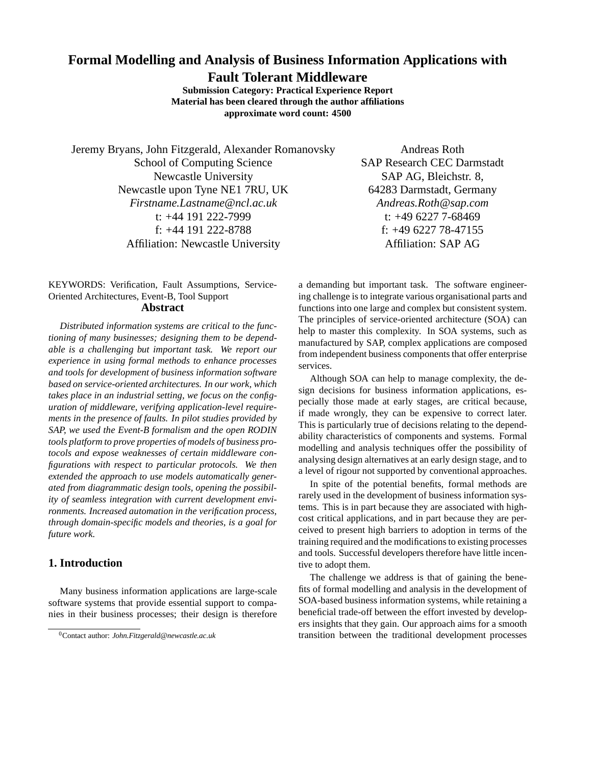# Formal Modelling and Analysis of Business Information Applications with Fault Tolerant Middleware

**Submission Category: Practical Experience Report**
**Material has been cleared through the author affiliations**
**approximate word count: 4500**

Jeremy Bryans, John Fitzgerald, Alexander Romanovsky
School of Computing Science
Newcastle University
Newcastle upon Tyne NE1 7RU, UK
*Firstname.Lastname@ncl.ac.uk*
t: +44 191 222-7999
f: +44 191 222-8788
Affiliation: Newcastle University

Andreas Roth
SAP Research CEC Darmstadt
SAP AG, Bleichstr. 8,
64283 Darmstadt, Germany
*Andreas.Roth@sap.com*
t: +49 6227 7-68469
f: +49 6227 78-47155
Affiliation: SAP AG

KEYWORDS: Verification, Fault Assumptions, Service-Oriented Architectures, Event-B, Tool Support

## Abstract

*Distributed information systems are critical to the functioning of many businesses; designing them to be dependable is a challenging but important task. We report our experience in using formal methods to enhance processes and tools for development of business information software based on service-oriented architectures. In our work, which takes place in an industrial setting, we focus on the configuration of middleware, verifying application-level requirements in the presence of faults. In pilot studies provided by SAP, we used the Event-B formalism and the open RODIN tools platform to prove properties of models of business protocols and expose weaknesses of certain middleware configurations with respect to particular protocols. We then extended the approach to use models automatically generated from diagrammatic design tools, opening the possibility of seamless integration with current development environments. Increased automation in the verification process, through domain-specific models and theories, is a goal for future work.*

## 1. Introduction

Many business information applications are large-scale software systems that provide essential support to companies in their business processes; their design is therefore a demanding but important task. The software engineering challenge is to integrate various organisational parts and functions into one large and complex but consistent system. The principles of service-oriented architecture (SOA) can help to master this complexity. In SOA systems, such as manufactured by SAP, complex applications are composed from independent business components that offer enterprise services.

Although SOA can help to manage complexity, the design decisions for business information applications, especially those made at early stages, are critical because, if made wrongly, they can be expensive to correct later. This is particularly true of decisions relating to the dependability characteristics of components and systems. Formal modelling and analysis techniques offer the possibility of analysing design alternatives at an early design stage, and to a level of rigour not supported by conventional approaches.

In spite of the potential benefits, formal methods are rarely used in the development of business information systems. This is in part because they are associated with high-cost critical applications, and in part because they are perceived to present high barriers to adoption in terms of the training required and the modifications to existing processes and tools. Successful developers therefore have little incentive to adopt them.

The challenge we address is that of gaining the benefits of formal modelling and analysis in the development of SOA-based business information systems, while retaining a beneficial trade-off between the effort invested by developers insights that they gain. Our approach aims for a smooth transition between the traditional development processes

[0] Contact author: *John.Fitzgerald@newcastle.ac.uk*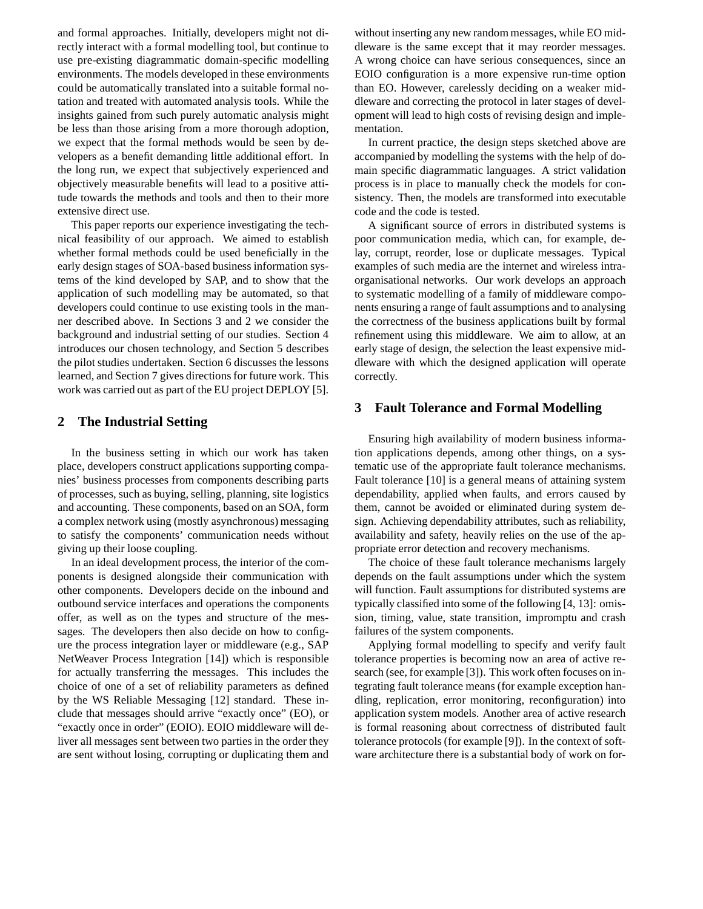and formal approaches. Initially, developers might not directly interact with a formal modelling tool, but continue to use pre-existing diagrammatic domain-specific modelling environments. The models developed in these environments could be automatically translated into a suitable formal notation and treated with automated analysis tools. While the insights gained from such purely automatic analysis might be less than those arising from a more thorough adoption, we expect that the formal methods would be seen by developers as a benefit demanding little additional effort. In the long run, we expect that subjectively experienced and objectively measurable benefits will lead to a positive attitude towards the methods and tools and then to their more extensive direct use.

This paper reports our experience investigating the technical feasibility of our approach. We aimed to establish whether formal methods could be used beneficially in the early design stages of SOA-based business information systems of the kind developed by SAP, and to show that the application of such modelling may be automated, so that developers could continue to use existing tools in the manner described above. In Sections 3 and 2 we consider the background and industrial setting of our studies. Section 4 introduces our chosen technology, and Section 5 describes the pilot studies undertaken. Section 6 discusses the lessons learned, and Section 7 gives directions for future work. This work was carried out as part of the EU project DEPLOY [5].

## 2 The Industrial Setting

In the business setting in which our work has taken place, developers construct applications supporting companies' business processes from components describing parts of processes, such as buying, selling, planning, site logistics and accounting. These components, based on an SOA, form a complex network using (mostly asynchronous) messaging to satisfy the components' communication needs without giving up their loose coupling.

In an ideal development process, the interior of the components is designed alongside their communication with other components. Developers decide on the inbound and outbound service interfaces and operations the components offer, as well as on the types and structure of the messages. The developers then also decide on how to configure the process integration layer or middleware (e.g., SAP NetWeaver Process Integration [14]) which is responsible for actually transferring the messages. This includes the choice of one of a set of reliability parameters as defined by the WS Reliable Messaging [12] standard. These include that messages should arrive "exactly once" (EO), or "exactly once in order" (EOIO). EOIO middleware will deliver all messages sent between two parties in the order they are sent without losing, corrupting or duplicating them and without inserting any new random messages, while EO middleware is the same except that it may reorder messages. A wrong choice can have serious consequences, since an EOIO configuration is a more expensive run-time option than EO. However, carelessly deciding on a weaker middleware and correcting the protocol in later stages of development will lead to high costs of revising design and implementation.

In current practice, the design steps sketched above are accompanied by modelling the systems with the help of domain specific diagrammatic languages. A strict validation process is in place to manually check the models for consistency. Then, the models are transformed into executable code and the code is tested.

A significant source of errors in distributed systems is poor communication media, which can, for example, delay, corrupt, reorder, lose or duplicate messages. Typical examples of such media are the internet and wireless intra-organisational networks. Our work develops an approach to systematic modelling of a family of middleware components ensuring a range of fault assumptions and to analysing the correctness of the business applications built by formal refinement using this middleware. We aim to allow, at an early stage of design, the selection the least expensive middleware with which the designed application will operate correctly.

## 3 Fault Tolerance and Formal Modelling

Ensuring high availability of modern business information applications depends, among other things, on a systematic use of the appropriate fault tolerance mechanisms. Fault tolerance [10] is a general means of attaining system dependability, applied when faults, and errors caused by them, cannot be avoided or eliminated during system design. Achieving dependability attributes, such as reliability, availability and safety, heavily relies on the use of the appropriate error detection and recovery mechanisms.

The choice of these fault tolerance mechanisms largely depends on the fault assumptions under which the system will function. Fault assumptions for distributed systems are typically classified into some of the following [4, 13]: omission, timing, value, state transition, impromptu and crash failures of the system components.

Applying formal modelling to specify and verify fault tolerance properties is becoming now an area of active research (see, for example [3]). This work often focuses on integrating fault tolerance means (for example exception handling, replication, error monitoring, reconfiguration) into application system models. Another area of active research is formal reasoning about correctness of distributed fault tolerance protocols (for example [9]). In the context of software architecture there is a substantial body of work on for-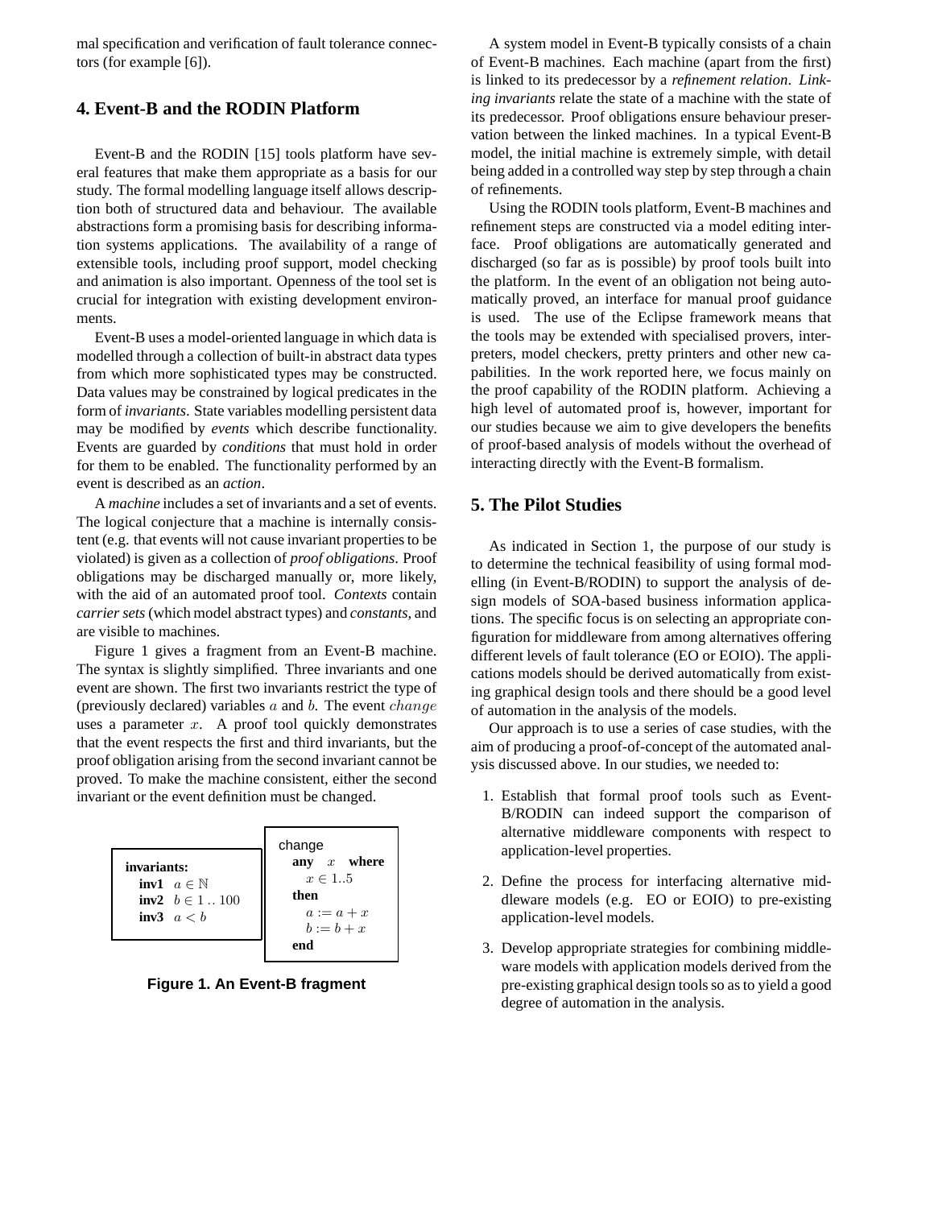mal specification and verification of fault tolerance connectors (for example [6]).

## 4. Event-B and the RODIN Platform

Event-B and the RODIN [15] tools platform have several features that make them appropriate as a basis for our study. The formal modelling language itself allows description both of structured data and behaviour. The available abstractions form a promising basis for describing information systems applications. The availability of a range of extensible tools, including proof support, model checking and animation is also important. Openness of the tool set is crucial for integration with existing development environments.

Event-B uses a model-oriented language in which data is modelled through a collection of built-in abstract data types from which more sophisticated types may be constructed. Data values may be constrained by logical predicates in the form of *invariants*. State variables modelling persistent data may be modified by *events* which describe functionality. Events are guarded by *conditions* that must hold in order for them to be enabled. The functionality performed by an event is described as an *action*.

A *machine* includes a set of invariants and a set of events. The logical conjecture that a machine is internally consistent (e.g. that events will not cause invariant properties to be violated) is given as a collection of *proof obligations*. Proof obligations may be discharged manually or, more likely, with the aid of an automated proof tool. *Contexts* contain *carrier sets* (which model abstract types) and *constants*, and are visible to machines.

Figure 1 gives a fragment from an Event-B machine. The syntax is slightly simplified. Three invariants and one event are shown. The first two invariants restrict the type of (previously declared) variables $a$ and $b$. The event $change$ uses a parameter $x$. A proof tool quickly demonstrates that the event respects the first and third invariants, but the proof obligation arising from the second invariant cannot be proved. To make the machine consistent, either the second invariant or the event definition must be changed.

```
invariants:
  inv1  a ∈ ℕ
  inv2  b ∈ 1 .. 100
  inv3  a < b
```

```
change
  any  x  where
    x ∈ 1..5
  then
    a := a + x
    b := b + x
  end
```

**Figure 1. An Event-B fragment**

A system model in Event-B typically consists of a chain of Event-B machines. Each machine (apart from the first) is linked to its predecessor by a *refinement relation*. *Linking invariants* relate the state of a machine with the state of its predecessor. Proof obligations ensure behaviour preservation between the linked machines. In a typical Event-B model, the initial machine is extremely simple, with detail being added in a controlled way step by step through a chain of refinements.

Using the RODIN tools platform, Event-B machines and refinement steps are constructed via a model editing interface. Proof obligations are automatically generated and discharged (so far as is possible) by proof tools built into the platform. In the event of an obligation not being automatically proved, an interface for manual proof guidance is used. The use of the Eclipse framework means that the tools may be extended with specialised provers, interpreters, model checkers, pretty printers and other new capabilities. In the work reported here, we focus mainly on the proof capability of the RODIN platform. Achieving a high level of automated proof is, however, important for our studies because we aim to give developers the benefits of proof-based analysis of models without the overhead of interacting directly with the Event-B formalism.

## 5. The Pilot Studies

As indicated in Section 1, the purpose of our study is to determine the technical feasibility of using formal modelling (in Event-B/RODIN) to support the analysis of design models of SOA-based business information applications. The specific focus is on selecting an appropriate configuration for middleware from among alternatives offering different levels of fault tolerance (EO or EOIO). The applications models should be derived automatically from existing graphical design tools and there should be a good level of automation in the analysis of the models.

Our approach is to use a series of case studies, with the aim of producing a proof-of-concept of the automated analysis discussed above. In our studies, we needed to:

1. Establish that formal proof tools such as Event-B/RODIN can indeed support the comparison of alternative middleware components with respect to application-level properties.

2. Define the process for interfacing alternative middleware models (e.g. EO or EOIO) to pre-existing application-level models.

3. Develop appropriate strategies for combining middleware models with application models derived from the pre-existing graphical design tools so as to yield a good degree of automation in the analysis.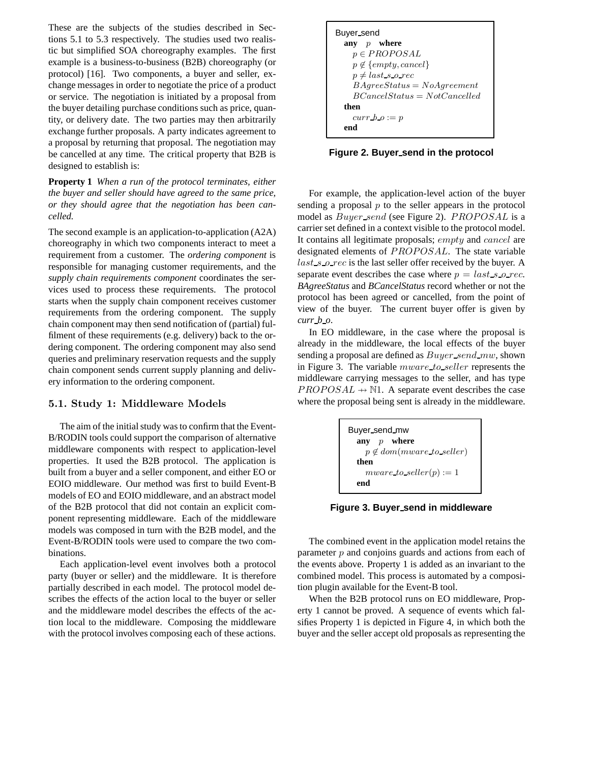These are the subjects of the studies described in Sections 5.1 to 5.3 respectively. The studies used two realistic but simplified SOA choreography examples. The first example is a business-to-business (B2B) choreography (or protocol) [16]. Two components, a buyer and seller, exchange messages in order to negotiate the price of a product or service. The negotiation is initiated by a proposal from the buyer detailing purchase conditions such as price, quantity, or delivery date. The two parties may then arbitrarily exchange further proposals. A party indicates agreement to a proposal by returning that proposal. The negotiation may be cancelled at any time. The critical property that B2B is designed to establish is:

**Property 1** *When a run of the protocol terminates, either the buyer and seller should have agreed to the same price, or they should agree that the negotiation has been cancelled.*

The second example is an application-to-application (A2A) choreography in which two components interact to meet a requirement from a customer. The *ordering component* is responsible for managing customer requirements, and the *supply chain requirements component* coordinates the services used to process these requirements. The protocol starts when the supply chain component receives customer requirements from the ordering component. The supply chain component may then send notification of (partial) fulfilment of these requirements (e.g. delivery) back to the ordering component. The ordering component may also send queries and preliminary reservation requests and the supply chain component sends current supply planning and delivery information to the ordering component.

### 5.1. Study 1: Middleware Models

The aim of the initial study was to confirm that the Event-B/RODIN tools could support the comparison of alternative middleware components with respect to application-level properties. It used the B2B protocol. The application is built from a buyer and a seller component, and either EO or EOIO middleware. Our method was first to build Event-B models of EO and EOIO middleware, and an abstract model of the B2B protocol that did not contain an explicit component representing middleware. Each of the middleware models was composed in turn with the B2B model, and the Event-B/RODIN tools were used to compare the two combinations.

Each application-level event involves both a protocol party (buyer or seller) and the middleware. It is therefore partially described in each model. The protocol model describes the effects of the action local to the buyer or seller and the middleware model describes the effects of the action local to the middleware. Composing the middleware with the protocol involves composing each of these actions.

```
Buyer_send
  any  p  where
    p ∈ PROPOSAL
    p ∉ {empty, cancel}
    p ≠ last_s_o_rec
    BAgreeStatus = NoAgreement
    BCancelStatus = NotCancelled
  then
    curr_b_o := p
  end
```

**Figure 2. Buyer_send in the protocol**

For example, the application-level action of the buyer sending a proposal $p$ to the seller appears in the protocol model as $Buyer\_send$ (see Figure 2). $PROPOSAL$ is a carrier set defined in a context visible to the protocol model. It contains all legitimate proposals; $empty$ and $cancel$ are designated elements of $PROPOSAL$. The state variable $last\_s\_o\_rec$ is the last seller offer received by the buyer. A separate event describes the case where $p = last\_s\_o\_rec$. *BAgreeStatus* and *BCancelStatus* record whether or not the protocol has been agreed or cancelled, from the point of view of the buyer. The current buyer offer is given by *curr_b_o*.

In EO middleware, in the case where the proposal is already in the middleware, the local effects of the buyer sending a proposal are defined as $Buyer\_send\_mw$, shown in Figure 3. The variable $mware\_to\_seller$ represents the middleware carrying messages to the seller, and has type $PROPOSAL \nrightarrow \mathbb{N}1$. A separate event describes the case where the proposal being sent is already in the middleware.

```
Buyer_send_mw
  any  p  where
    p ∉ dom(mware_to_seller)
  then
    mware_to_seller(p) := 1
  end
```

**Figure 3. Buyer_send in middleware**

The combined event in the application model retains the parameter $p$ and conjoins guards and actions from each of the events above. Property 1 is added as an invariant to the combined model. This process is automated by a composition plugin available for the Event-B tool.

When the B2B protocol runs on EO middleware, Property 1 cannot be proved. A sequence of events which falsifies Property 1 is depicted in Figure 4, in which both the buyer and the seller accept old proposals as representing the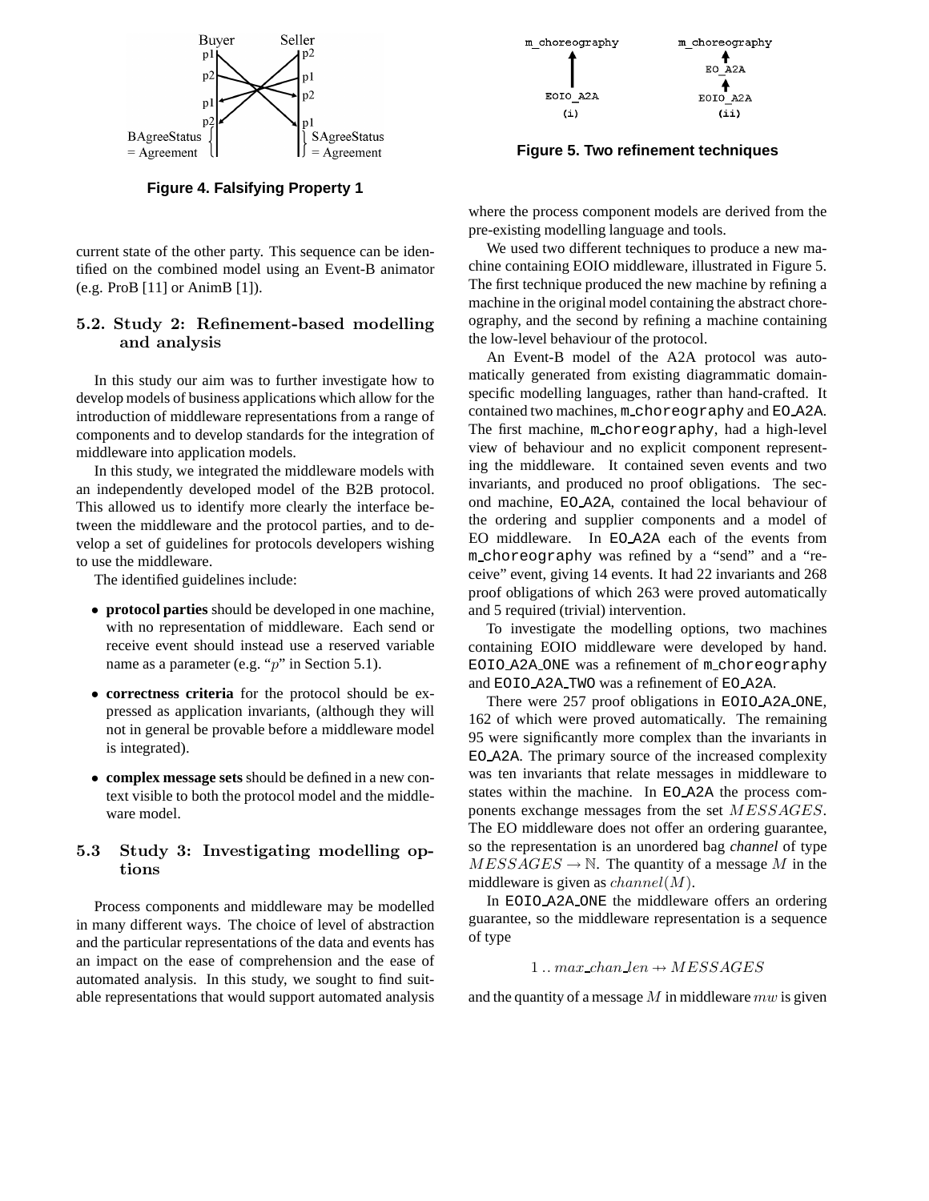Figure 4. Falsifying Property 1

current state of the other party. This sequence can be identified on the combined model using an Event-B animator (e.g. ProB [11] or AnimB [1]).

### 5.2. Study 2: Refinement-based modelling and analysis

In this study our aim was to further investigate how to develop models of business applications which allow for the introduction of middleware representations from a range of components and to develop standards for the integration of middleware into application models.

In this study, we integrated the middleware models with an independently developed model of the B2B protocol. This allowed us to identify more clearly the interface between the middleware and the protocol parties, and to develop a set of guidelines for protocols developers wishing to use the middleware.

The identified guidelines include:

- **protocol parties** should be developed in one machine, with no representation of middleware. Each send or receive event should instead use a reserved variable name as a parameter (e.g. "$p$" in Section 5.1).
- **correctness criteria** for the protocol should be expressed as application invariants, (although they will not in general be provable before a middleware model is integrated).
- **complex message sets** should be defined in a new context visible to both the protocol model and the middleware model.

### 5.3 Study 3: Investigating modelling options

Process components and middleware may be modelled in many different ways. The choice of level of abstraction and the particular representations of the data and events has an impact on the ease of comprehension and the ease of automated analysis. In this study, we sought to find suitable representations that would support automated analysis where the process component models are derived from the pre-existing modelling language and tools.

Figure 5. Two refinement techniques

We used two different techniques to produce a new machine containing EOIO middleware, illustrated in Figure 5. The first technique produced the new machine by refining a machine in the original model containing the abstract choreography, and the second by refining a machine containing the low-level behaviour of the protocol.

An Event-B model of the A2A protocol was automatically generated from existing diagrammatic domain-specific modelling languages, rather than hand-crafted. It contained two machines, `m_choreography` and `EO_A2A`. The first machine, `m_choreography`, had a high-level view of behaviour and no explicit component representing the middleware. It contained seven events and two invariants, and produced no proof obligations. The second machine, `EO_A2A`, contained the local behaviour of the ordering and supplier components and a model of EO middleware. In `EO_A2A` each of the events from `m_choreography` was refined by a "send" and a "receive" event, giving 14 events. It had 22 invariants and 268 proof obligations of which 263 were proved automatically and 5 required (trivial) intervention.

To investigate the modelling options, two machines containing EOIO middleware were developed by hand. `EOIO_A2A_ONE` was a refinement of `m_choreography` and `EOIO_A2A_TWO` was a refinement of `EO_A2A`.

There were 257 proof obligations in `EOIO_A2A_ONE`, 162 of which were proved automatically. The remaining 95 were significantly more complex than the invariants in `EO_A2A`. The primary source of the increased complexity was ten invariants that relate messages in middleware to states within the machine. In `EO_A2A` the process components exchange messages from the set $MESSAGES$. The EO middleware does not offer an ordering guarantee, so the representation is an unordered bag *channel* of type $MESSAGES \rightarrow \mathbb{N}$. The quantity of a message $M$ in the middleware is given as $channel(M)$.

In `EOIO_A2A_ONE` the middleware offers an ordering guarantee, so the middleware representation is a sequence of type

$$1 \mathinner{\ldotp\ldotp} max\_chan\_len \nrightarrow MESSAGES$$

and the quantity of a message $M$ in middleware $mw$ is given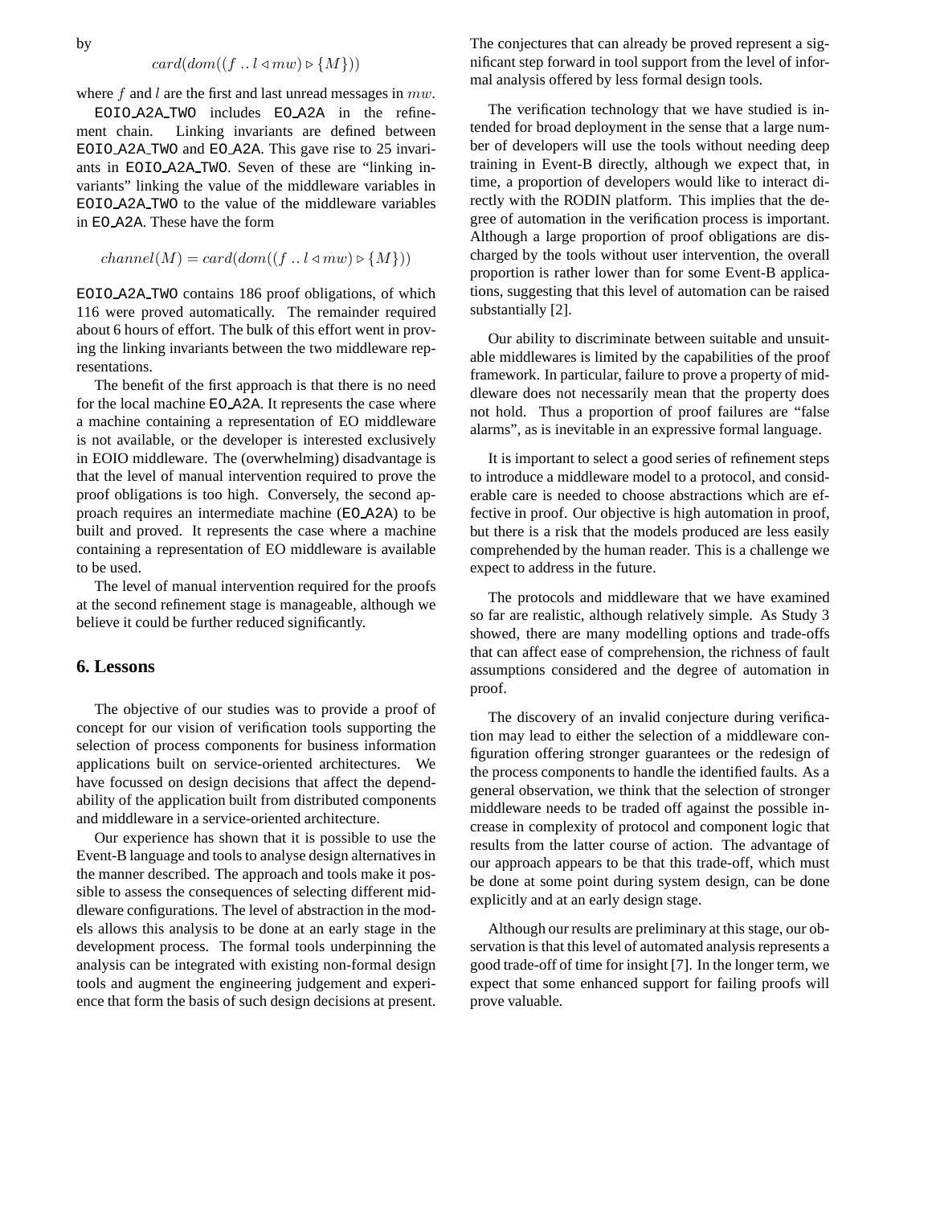by

$$card(dom((f \mathrel{..} l \lhd mw) \rhd \{M\}))$$

where $f$ and $l$ are the first and last unread messages in $mw$.

EOIO_A2A_TWO includes EO_A2A in the refinement chain. Linking invariants are defined between EOIO_A2A_TWO and EO_A2A. This gave rise to 25 invariants in EOIO_A2A_TWO. Seven of these are "linking invariants" linking the value of the middleware variables in EOIO_A2A_TWO to the value of the middleware variables in EO_A2A. These have the form

$$channel(M) = card(dom((f \mathrel{..} l \lhd mw) \rhd \{M\}))$$

EOIO_A2A_TWO contains 186 proof obligations, of which 116 were proved automatically. The remainder required about 6 hours of effort. The bulk of this effort went in proving the linking invariants between the two middleware representations.

The benefit of the first approach is that there is no need for the local machine EO_A2A. It represents the case where a machine containing a representation of EO middleware is not available, or the developer is interested exclusively in EOIO middleware. The (overwhelming) disadvantage is that the level of manual intervention required to prove the proof obligations is too high. Conversely, the second approach requires an intermediate machine (EO_A2A) to be built and proved. It represents the case where a machine containing a representation of EO middleware is available to be used.

The level of manual intervention required for the proofs at the second refinement stage is manageable, although we believe it could be further reduced significantly.

## 6. Lessons

The objective of our studies was to provide a proof of concept for our vision of verification tools supporting the selection of process components for business information applications built on service-oriented architectures. We have focussed on design decisions that affect the dependability of the application built from distributed components and middleware in a service-oriented architecture.

Our experience has shown that it is possible to use the Event-B language and tools to analyse design alternatives in the manner described. The approach and tools make it possible to assess the consequences of selecting different middleware configurations. The level of abstraction in the models allows this analysis to be done at an early stage in the development process. The formal tools underpinning the analysis can be integrated with existing non-formal design tools and augment the engineering judgement and experience that form the basis of such design decisions at present. The conjectures that can already be proved represent a significant step forward in tool support from the level of informal analysis offered by less formal design tools.

The verification technology that we have studied is intended for broad deployment in the sense that a large number of developers will use the tools without needing deep training in Event-B directly, although we expect that, in time, a proportion of developers would like to interact directly with the RODIN platform. This implies that the degree of automation in the verification process is important. Although a large proportion of proof obligations are discharged by the tools without user intervention, the overall proportion is rather lower than for some Event-B applications, suggesting that this level of automation can be raised substantially [2].

Our ability to discriminate between suitable and unsuitable middlewares is limited by the capabilities of the proof framework. In particular, failure to prove a property of middleware does not necessarily mean that the property does not hold. Thus a proportion of proof failures are "false alarms", as is inevitable in an expressive formal language.

It is important to select a good series of refinement steps to introduce a middleware model to a protocol, and considerable care is needed to choose abstractions which are effective in proof. Our objective is high automation in proof, but there is a risk that the models produced are less easily comprehended by the human reader. This is a challenge we expect to address in the future.

The protocols and middleware that we have examined so far are realistic, although relatively simple. As Study 3 showed, there are many modelling options and trade-offs that can affect ease of comprehension, the richness of fault assumptions considered and the degree of automation in proof.

The discovery of an invalid conjecture during verification may lead to either the selection of a middleware configuration offering stronger guarantees or the redesign of the process components to handle the identified faults. As a general observation, we think that the selection of stronger middleware needs to be traded off against the possible increase in complexity of protocol and component logic that results from the latter course of action. The advantage of our approach appears to be that this trade-off, which must be done at some point during system design, can be done explicitly and at an early design stage.

Although our results are preliminary at this stage, our observation is that this level of automated analysis represents a good trade-off of time for insight [7]. In the longer term, we expect that some enhanced support for failing proofs will prove valuable.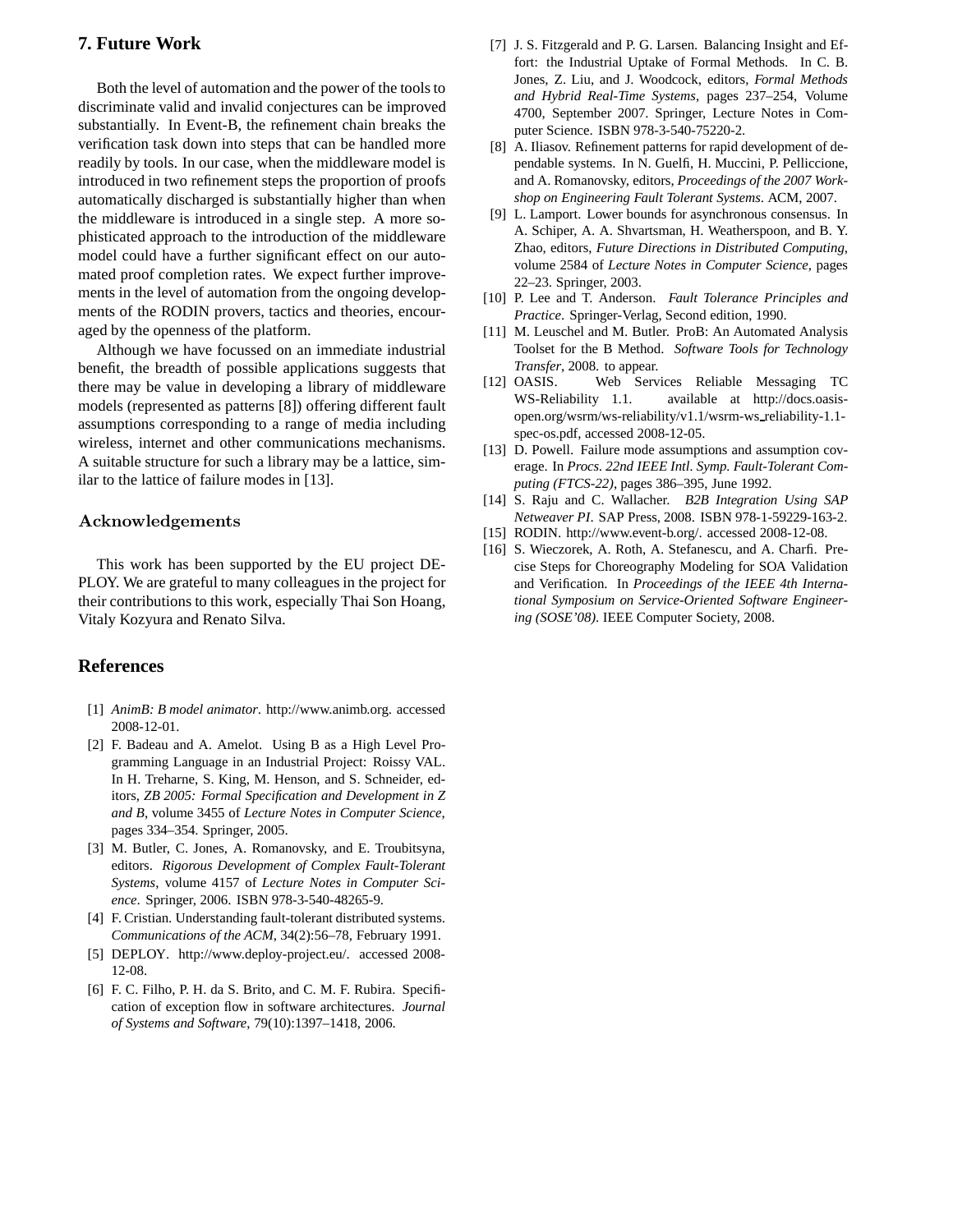## 7. Future Work

Both the level of automation and the power of the tools to discriminate valid and invalid conjectures can be improved substantially. In Event-B, the refinement chain breaks the verification task down into steps that can be handled more readily by tools. In our case, when the middleware model is introduced in two refinement steps the proportion of proofs automatically discharged is substantially higher than when the middleware is introduced in a single step. A more sophisticated approach to the introduction of the middleware model could have a further significant effect on our automated proof completion rates. We expect further improvements in the level of automation from the ongoing developments of the RODIN provers, tactics and theories, encouraged by the openness of the platform.

Although we have focussed on an immediate industrial benefit, the breadth of possible applications suggests that there may be value in developing a library of middleware models (represented as patterns [8]) offering different fault assumptions corresponding to a range of media including wireless, internet and other communications mechanisms. A suitable structure for such a library may be a lattice, similar to the lattice of failure modes in [13].

## Acknowledgements

This work has been supported by the EU project DEPLOY. We are grateful to many colleagues in the project for their contributions to this work, especially Thai Son Hoang, Vitaly Kozyura and Renato Silva.

## References

[1] *AnimB: B model animator*. http://www.animb.org. accessed 2008-12-01.

[2] F. Badeau and A. Amelot. Using B as a High Level Programming Language in an Industrial Project: Roissy VAL. In H. Treharne, S. King, M. Henson, and S. Schneider, editors, *ZB 2005: Formal Specification and Development in Z and B*, volume 3455 of *Lecture Notes in Computer Science*, pages 334–354. Springer, 2005.

[3] M. Butler, C. Jones, A. Romanovsky, and E. Troubitsyna, editors. *Rigorous Development of Complex Fault-Tolerant Systems*, volume 4157 of *Lecture Notes in Computer Science*. Springer, 2006. ISBN 978-3-540-48265-9.

[4] F. Cristian. Understanding fault-tolerant distributed systems. *Communications of the ACM*, 34(2):56–78, February 1991.

[5] DEPLOY. http://www.deploy-project.eu/. accessed 2008-12-08.

[6] F. C. Filho, P. H. da S. Brito, and C. M. F. Rubira. Specification of exception flow in software architectures. *Journal of Systems and Software*, 79(10):1397–1418, 2006.

[7] J. S. Fitzgerald and P. G. Larsen. Balancing Insight and Effort: the Industrial Uptake of Formal Methods. In C. B. Jones, Z. Liu, and J. Woodcock, editors, *Formal Methods and Hybrid Real-Time Systems*, pages 237–254, Volume 4700, September 2007. Springer, Lecture Notes in Computer Science. ISBN 978-3-540-75220-2.

[8] A. Iliasov. Refinement patterns for rapid development of dependable systems. In N. Guelfi, H. Muccini, P. Pelliccione, and A. Romanovsky, editors, *Proceedings of the 2007 Workshop on Engineering Fault Tolerant Systems*. ACM, 2007.

[9] L. Lamport. Lower bounds for asynchronous consensus. In A. Schiper, A. A. Shvartsman, H. Weatherspoon, and B. Y. Zhao, editors, *Future Directions in Distributed Computing*, volume 2584 of *Lecture Notes in Computer Science*, pages 22–23. Springer, 2003.

[10] P. Lee and T. Anderson. *Fault Tolerance Principles and Practice*. Springer-Verlag, Second edition, 1990.

[11] M. Leuschel and M. Butler. ProB: An Automated Analysis Toolset for the B Method. *Software Tools for Technology Transfer*, 2008. to appear.

[12] OASIS. Web Services Reliable Messaging TC WS-Reliability 1.1. available at http://docs.oasis-open.org/wsrm/ws-reliability/v1.1/wsrm-ws_reliability-1.1-spec-os.pdf, accessed 2008-12-05.

[13] D. Powell. Failure mode assumptions and assumption coverage. In *Procs. 22nd IEEE Intl. Symp. Fault-Tolerant Computing (FTCS-22)*, pages 386–395, June 1992.

[14] S. Raju and C. Wallacher. *B2B Integration Using SAP Netweaver PI*. SAP Press, 2008. ISBN 978-1-59229-163-2.

[15] RODIN. http://www.event-b.org/. accessed 2008-12-08.

[16] S. Wieczorek, A. Roth, A. Stefanescu, and A. Charfi. Precise Steps for Choreography Modeling for SOA Validation and Verification. In *Proceedings of the IEEE 4th International Symposium on Service-Oriented Software Engineering (SOSE'08)*. IEEE Computer Society, 2008.